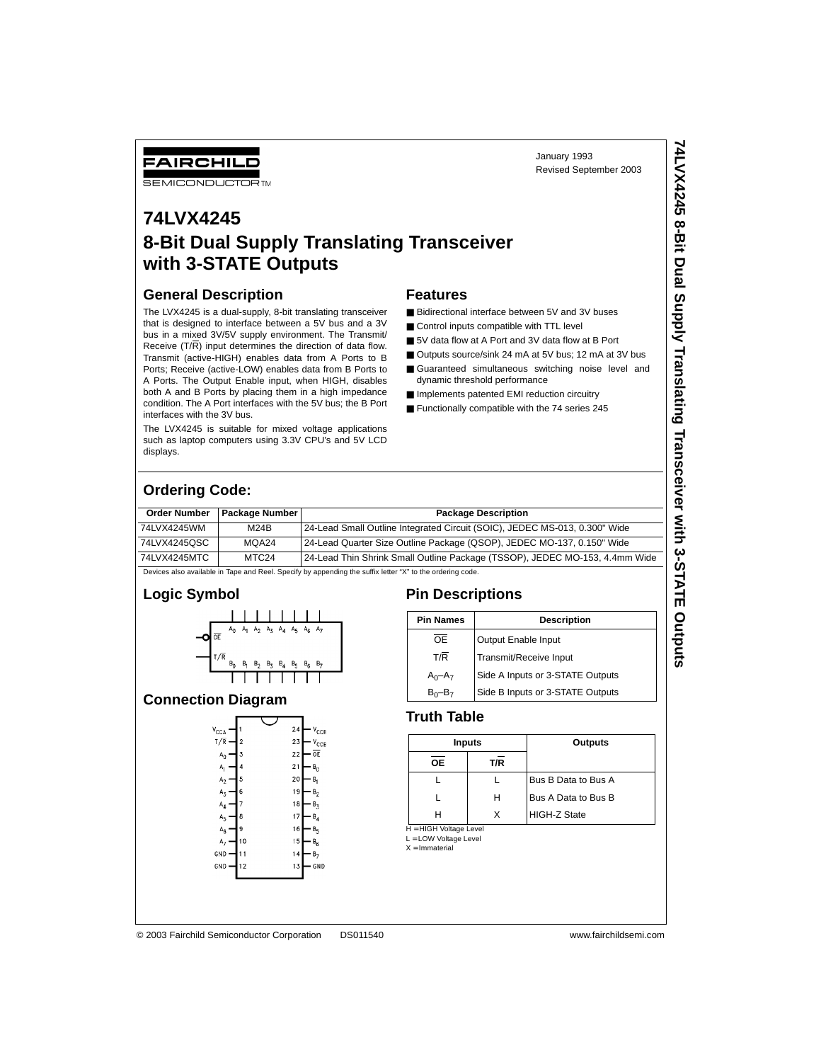FAIRCHILD SEMICONDUCTOR™

January 1993
Revised September 2003

# 74LVX4245
# 8-Bit Dual Supply Translating Transceiver with 3-STATE Outputs

## General Description

The LVX4245 is a dual-supply, 8-bit translating transceiver that is designed to interface between a 5V bus and a 3V bus in a mixed 3V/5V supply environment. The Transmit/Receive (T/$\overline{R}$) input determines the direction of data flow. Transmit (active-HIGH) enables data from A Ports to B Ports; Receive (active-LOW) enables data from B Ports to A Ports. The Output Enable input, when HIGH, disables both A and B Ports by placing them in a high impedance condition. The A Port interfaces with the 5V bus; the B Port interfaces with the 3V bus.

The LVX4245 is suitable for mixed voltage applications such as laptop computers using 3.3V CPU's and 5V LCD displays.

## Features

- Bidirectional interface between 5V and 3V buses
- Control inputs compatible with TTL level
- 5V data flow at A Port and 3V data flow at B Port
- Outputs source/sink 24 mA at 5V bus; 12 mA at 3V bus
- Guaranteed simultaneous switching noise level and dynamic threshold performance
- Implements patented EMI reduction circuitry
- Functionally compatible with the 74 series 245

## Ordering Code:

| Order Number | Package Number | Package Description |
|---|---|---|
| 74LVX4245WM | M24B | 24-Lead Small Outline Integrated Circuit (SOIC), JEDEC MS-013, 0.300" Wide |
| 74LVX4245QSC | MQA24 | 24-Lead Quarter Size Outline Package (QSOP), JEDEC MO-137, 0.150" Wide |
| 74LVX4245MTC | MTC24 | 24-Lead Thin Shrink Small Outline Package (TSSOP), JEDEC MO-153, 4.4mm Wide |

Devices also available in Tape and Reel. Specify by appending the suffix letter "X" to the ordering code.

## Logic Symbol

## Connection Diagram

| Pin | Name | Pin | Name |
|---|---|---|---|
| 1 | $V_{CCA}$ | 24 | $V_{CCB}$ |
| 2 | T/$\overline{R}$ | 23 | $V_{CCB}$ |
| 3 | $A_0$ | 22 | $\overline{OE}$ |
| 4 | $A_1$ | 21 | $B_0$ |
| 5 | $A_2$ | 20 | $B_1$ |
| 6 | $A_3$ | 19 | $B_2$ |
| 7 | $A_4$ | 18 | $B_3$ |
| 8 | $A_5$ | 17 | $B_4$ |
| 9 | $A_6$ | 16 | $B_5$ |
| 10 | $A_7$ | 15 | $B_6$ |
| 11 | GND | 14 | $B_7$ |
| 12 | GND | 13 | GND |

## Pin Descriptions

| Pin Names | Description |
|---|---|
| $\overline{OE}$ | Output Enable Input |
| T/$\overline{R}$ | Transmit/Receive Input |
| $A_0$–$A_7$ | Side A Inputs or 3-STATE Outputs |
| $B_0$–$B_7$ | Side B Inputs or 3-STATE Outputs |

## Truth Table

| Inputs | | Outputs |
|---|---|---|
| $\overline{OE}$ | T/$\overline{R}$ | |
| L | L | Bus B Data to Bus A |
| L | H | Bus A Data to Bus B |
| H | X | HIGH-Z State |

H = HIGH Voltage Level
L = LOW Voltage Level
X = Immaterial

© 2003 Fairchild Semiconductor Corporation DS011540 www.fairchildsemi.com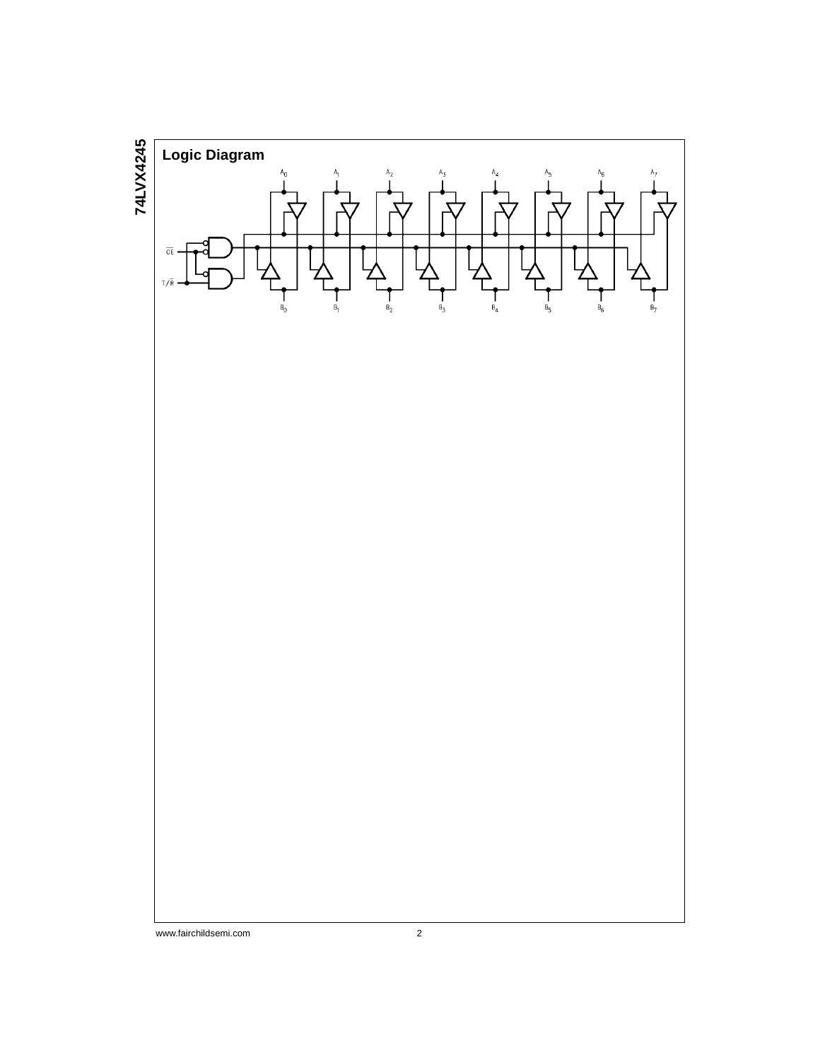## Logic Diagram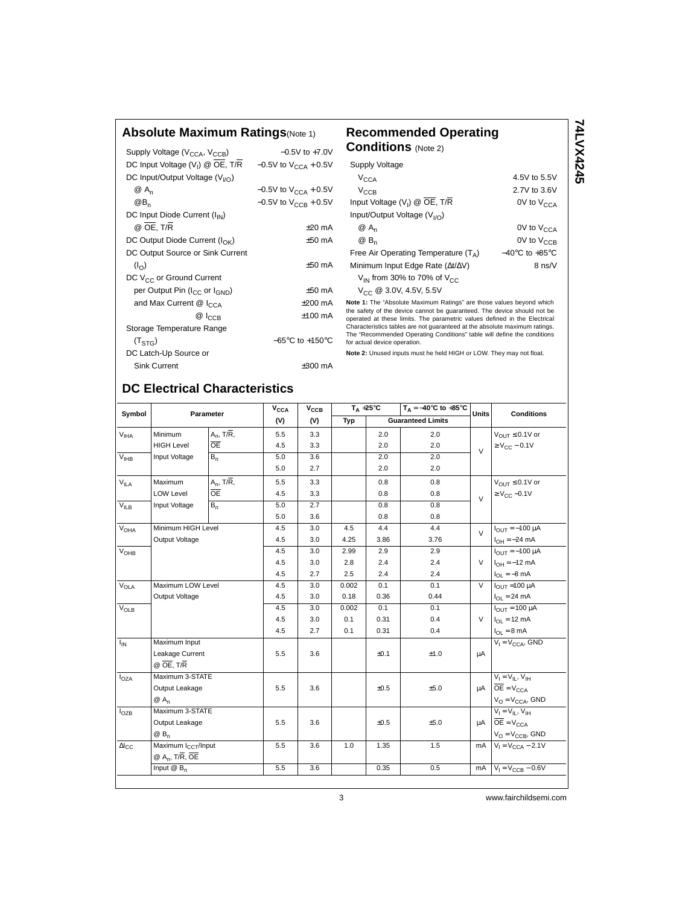## Absolute Maximum Ratings (Note 1)

| | |
|---|---|
| Supply Voltage ($V_{CCA}$, $V_{CCB}$) | −0.5V to +7.0V |
| DC Input Voltage ($V_I$) @ $\overline{OE}$, T/$\overline{R}$ | −0.5V to $V_{CCA}$ +0.5V |
| DC Input/Output Voltage ($V_{I/O}$) | |
| @ $A_n$ | −0.5V to $V_{CCA}$ +0.5V |
| @ $B_n$ | −0.5V to $V_{CCB}$ +0.5V |
| DC Input Diode Current ($I_{IN}$) | |
| @ $\overline{OE}$, T/$\overline{R}$ | ±20 mA |
| DC Output Diode Current ($I_{OK}$) | ±50 mA |
| DC Output Source or Sink Current ($I_O$) | ±50 mA |
| DC $V_{CC}$ or Ground Current | |
| per Output Pin ($I_{CC}$ or $I_{GND}$) | ±50 mA |
| and Max Current @ $I_{CCA}$ | ±200 mA |
| @ $I_{CCB}$ | ±100 mA |
| Storage Temperature Range ($T_{STG}$) | −65°C to +150°C |
| DC Latch-Up Source or Sink Current | ±300 mA |

## Recommended Operating Conditions (Note 2)

| | |
|---|---|
| Supply Voltage | |
| $V_{CCA}$ | 4.5V to 5.5V |
| $V_{CCB}$ | 2.7V to 3.6V |
| Input Voltage ($V_I$) @ $\overline{OE}$, T/$\overline{R}$ | 0V to $V_{CCA}$ |
| Input/Output Voltage ($V_{I/O}$) | |
| @ $A_n$ | 0V to $V_{CCA}$ |
| @ $B_n$ | 0V to $V_{CCB}$ |
| Free Air Operating Temperature ($T_A$) | −40°C to +85°C |
| Minimum Input Edge Rate (Δt/ΔV) | 8 ns/V |
| $V_{IN}$ from 30% to 70% of $V_{CC}$ | |
| $V_{CC}$ @ 3.0V, 4.5V, 5.5V | |

**Note 1:** The "Absolute Maximum Ratings" are those values beyond which the safety of the device cannot be guaranteed. The device should not be operated at these limits. The parametric values defined in the Electrical Characteristics tables are not guaranteed at the absolute maximum ratings. The "Recommended Operating Conditions" table will define the conditions for actual device operation.

**Note 2:** Unused inputs must he held HIGH or LOW. They may not float.

## DC Electrical Characteristics

| Symbol | Parameter | | $V_{CCA}$ (V) | $V_{CCB}$ (V) | $T_A$ = +25°C Typ | $T_A$ = +25°C | $T_A$ = −40°C to +85°C | Units | Conditions |
|---|---|---|---|---|---|---|---|---|---|
| | | | | | Typ | Guaranteed Limits | | | |
| $V_{IHA}$ | Minimum HIGH Level Input Voltage | $A_n$, T/$\overline{R}$, $\overline{OE}$ | 5.5 | 3.3 | | 2.0 | 2.0 | V | $V_{OUT}$ ≤ 0.1V or ≥ $V_{CC}$ − 0.1V |
| | | | 4.5 | 3.3 | | 2.0 | 2.0 | | |
| $V_{IHB}$ | | $B_n$ | 5.0 | 3.6 | | 2.0 | 2.0 | | |
| | | | 5.0 | 2.7 | | 2.0 | 2.0 | | |
| $V_{ILA}$ | Maximum LOW Level Input Voltage | $A_n$, T/$\overline{R}$, $\overline{OE}$ | 5.5 | 3.3 | | 0.8 | 0.8 | V | $V_{OUT}$ ≤ 0.1V or ≥ $V_{CC}$ −0.1V |
| | | | 4.5 | 3.3 | | 0.8 | 0.8 | | |
| $V_{ILB}$ | | $B_n$ | 5.0 | 2.7 | | 0.8 | 0.8 | | |
| | | | 5.0 | 3.6 | | 0.8 | 0.8 | | |
| $V_{OHA}$ | Minimum HIGH Level Output Voltage | | 4.5 | 3.0 | 4.5 | 4.4 | 4.4 | V | $I_{OUT}$ = −100 µA |
| | | | 4.5 | 3.0 | 4.25 | 3.86 | 3.76 | | $I_{OH}$ = −24 mA |
| $V_{OHB}$ | | | 4.5 | 3.0 | 2.99 | 2.9 | 2.9 | V | $I_{OUT}$ = −100 µA |
| | | | 4.5 | 3.0 | 2.8 | 2.4 | 2.4 | | $I_{OH}$ = −12 mA |
| | | | 4.5 | 2.7 | 2.5 | 2.4 | 2.4 | | $I_{OL}$ = −8 mA |
| $V_{OLA}$ | Maximum LOW Level Output Voltage | | 4.5 | 3.0 | 0.002 | 0.1 | 0.1 | V | $I_{OUT}$ = 100 µA |
| | | | 4.5 | 3.0 | 0.18 | 0.36 | 0.44 | | $I_{OL}$ = 24 mA |
| $V_{OLB}$ | | | 4.5 | 3.0 | 0.002 | 0.1 | 0.1 | V | $I_{OUT}$ = 100 µA |
| | | | 4.5 | 3.0 | 0.1 | 0.31 | 0.4 | | $I_{OL}$ = 12 mA |
| | | | 4.5 | 2.7 | 0.1 | 0.31 | 0.4 | | $I_{OL}$ = 8 mA |
| $I_{IN}$ | Maximum Input Leakage Current @ $\overline{OE}$, T/$\overline{R}$ | | 5.5 | 3.6 | | ±0.1 | ±1.0 | µA | $V_I$ = $V_{CCA}$, GND |
| $I_{OZA}$ | Maximum 3-STATE Output Leakage @ $A_n$ | | 5.5 | 3.6 | | ±0.5 | ±5.0 | µA | $V_I$ = $V_{IL}$, $V_{IH}$; $\overline{OE}$ = $V_{CCA}$; $V_O$ = $V_{CCA}$, GND |
| $I_{OZB}$ | Maximum 3-STATE Output Leakage @ $B_n$ | | 5.5 | 3.6 | | ±0.5 | ±5.0 | µA | $V_I$ = $V_{IL}$, $V_{IH}$; $\overline{OE}$ = $V_{CCA}$; $V_O$ = $V_{CCB}$, GND |
| $\Delta I_{CC}$ | Maximum $I_{CCT}$/Input @ $A_n$, T/$\overline{R}$, $\overline{OE}$ | | 5.5 | 3.6 | 1.0 | 1.35 | 1.5 | mA | $V_I$ = $V_{CCA}$ − 2.1V |
| | Input @ $B_n$ | | 5.5 | 3.6 | | 0.35 | 0.5 | mA | $V_I$ = $V_{CCB}$ − 0.6V |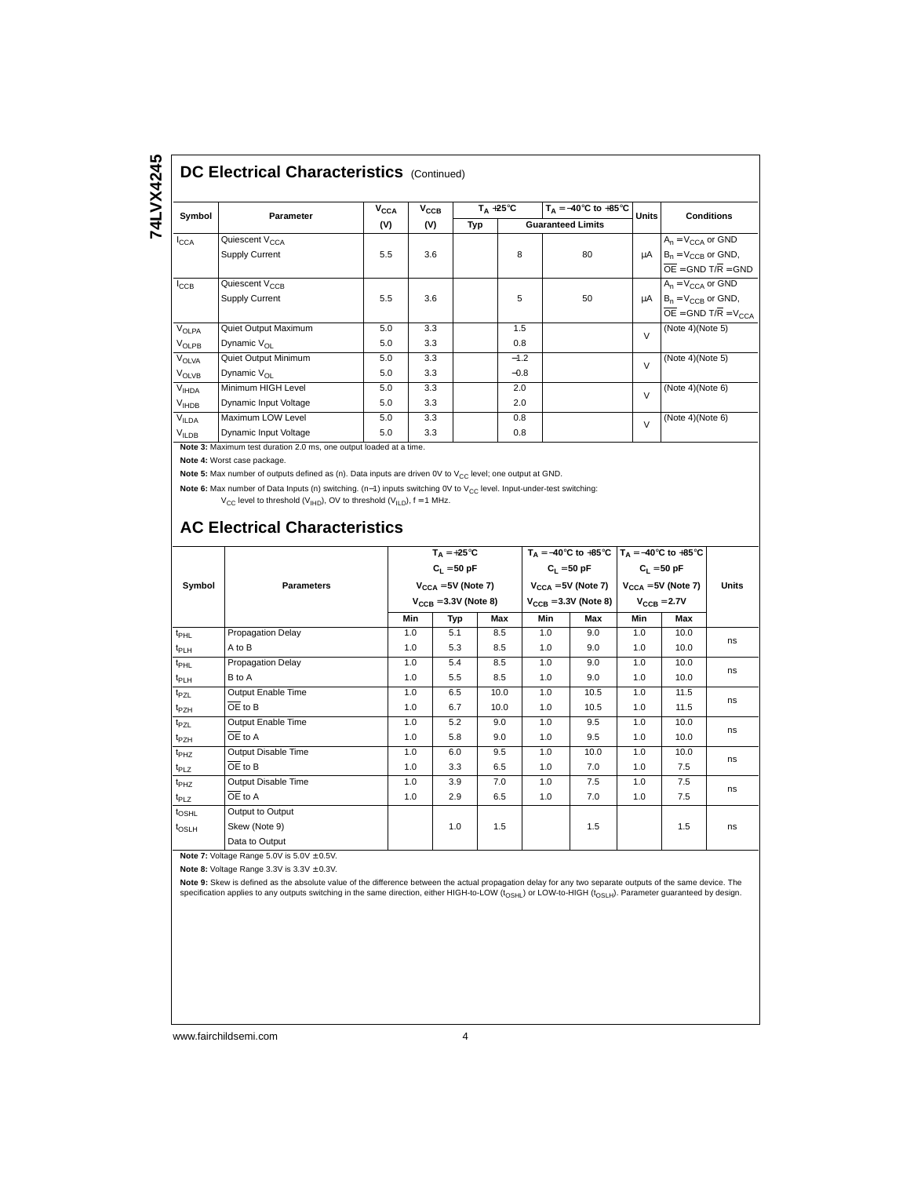## DC Electrical Characteristics (Continued)

| Symbol | Parameter | $V_{CCA}$ (V) | $V_{CCB}$ (V) | $T_A = +25°C$ Typ | $T_A = +25°C$ Guaranteed Limits | $T_A = -40°C$ to $+85°C$ Guaranteed Limits | Units | Conditions |
|---|---|---|---|---|---|---|---|---|
| $I_{CCA}$ | Quiescent $V_{CCA}$ Supply Current | 5.5 | 3.6 | | 8 | 80 | µA | $A_n = V_{CCA}$ or GND, $B_n = V_{CCB}$ or GND, $\overline{OE}$ = GND $T/\overline{R}$ = GND |
| $I_{CCB}$ | Quiescent $V_{CCB}$ Supply Current | 5.5 | 3.6 | | 5 | 50 | µA | $A_n = V_{CCA}$ or GND, $B_n = V_{CCB}$ or GND, $\overline{OE}$ = GND $T/\overline{R} = V_{CCA}$ |
| $V_{OLPA}$ | Quiet Output Maximum | 5.0 | 3.3 | | 1.5 | | V | (Note 4)(Note 5) |
| $V_{OLPB}$ | Dynamic $V_{OL}$ | 5.0 | 3.3 | | 0.8 | | V | (Note 4)(Note 5) |
| $V_{OLVA}$ | Quiet Output Minimum | 5.0 | 3.3 | | −1.2 | | V | (Note 4)(Note 5) |
| $V_{OLVB}$ | Dynamic $V_{OL}$ | 5.0 | 3.3 | | −0.8 | | V | (Note 4)(Note 5) |
| $V_{IHDA}$ | Minimum HIGH Level | 5.0 | 3.3 | | 2.0 | | V | (Note 4)(Note 6) |
| $V_{IHDB}$ | Dynamic Input Voltage | 5.0 | 3.3 | | 2.0 | | V | (Note 4)(Note 6) |
| $V_{ILDA}$ | Maximum LOW Level | 5.0 | 3.3 | | 0.8 | | V | (Note 4)(Note 6) |
| $V_{ILDB}$ | Dynamic Input Voltage | 5.0 | 3.3 | | 0.8 | | V | (Note 4)(Note 6) |

**Note 3:** Maximum test duration 2.0 ms, one output loaded at a time.

**Note 4:** Worst case package.

**Note 5:** Max number of outputs defined as (n). Data inputs are driven 0V to $V_{CC}$ level; one output at GND.

**Note 6:** Max number of Data Inputs (n) switching. (n−1) inputs switching 0V to $V_{CC}$ level. Input-under-test switching: $V_{CC}$ level to threshold ($V_{IHD}$), 0V to threshold ($V_{ILD}$), f = 1 MHz.

## AC Electrical Characteristics

| Symbol | Parameters | $T_A = +25°C$, $C_L = 50$ pF, $V_{CCA} = 5V$ (Note 7), $V_{CCB} = 3.3V$ (Note 8) | | | $T_A = -40°C$ to $+85°C$, $C_L = 50$ pF, $V_{CCA} = 5V$ (Note 7), $V_{CCB} = 3.3V$ (Note 8) | | $T_A = -40°C$ to $+85°C$, $C_L = 50$ pF, $V_{CCA} = 5V$ (Note 7), $V_{CCB} = 2.7V$ | | Units |
|---|---|---|---|---|---|---|---|---|---|
| | | Min | Typ | Max | Min | Max | Min | Max | |
| $t_{PHL}$ | Propagation Delay A to B | 1.0 | 5.1 | 8.5 | 1.0 | 9.0 | 1.0 | 10.0 | ns |
| $t_{PLH}$ | | 1.0 | 5.3 | 8.5 | 1.0 | 9.0 | 1.0 | 10.0 | ns |
| $t_{PHL}$ | Propagation Delay B to A | 1.0 | 5.4 | 8.5 | 1.0 | 9.0 | 1.0 | 10.0 | ns |
| $t_{PLH}$ | | 1.0 | 5.5 | 8.5 | 1.0 | 9.0 | 1.0 | 10.0 | ns |
| $t_{PZL}$ | Output Enable Time $\overline{OE}$ to B | 1.0 | 6.5 | 10.0 | 1.0 | 10.5 | 1.0 | 11.5 | ns |
| $t_{PZH}$ | | 1.0 | 6.7 | 10.0 | 1.0 | 10.5 | 1.0 | 11.5 | ns |
| $t_{PZL}$ | Output Enable Time $\overline{OE}$ to A | 1.0 | 5.2 | 9.0 | 1.0 | 9.5 | 1.0 | 10.0 | ns |
| $t_{PZH}$ | | 1.0 | 5.8 | 9.0 | 1.0 | 9.5 | 1.0 | 10.0 | ns |
| $t_{PHZ}$ | Output Disable Time $\overline{OE}$ to B | 1.0 | 6.0 | 9.5 | 1.0 | 10.0 | 1.0 | 10.0 | ns |
| $t_{PLZ}$ | | 1.0 | 3.3 | 6.5 | 1.0 | 7.0 | 1.0 | 7.5 | ns |
| $t_{PHZ}$ | Output Disable Time $\overline{OE}$ to A | 1.0 | 3.9 | 7.0 | 1.0 | 7.5 | 1.0 | 7.5 | ns |
| $t_{PLZ}$ | | 1.0 | 2.9 | 6.5 | 1.0 | 7.0 | 1.0 | 7.5 | ns |
| $t_{OSHL}$, $t_{OSLH}$ | Output to Output Skew (Note 9) Data to Output | | 1.0 | 1.5 | | 1.5 | | 1.5 | ns |

**Note 7:** Voltage Range 5.0V is 5.0V ± 0.5V.

**Note 8:** Voltage Range 3.3V is 3.3V ± 0.3V.

**Note 9:** Skew is defined as the absolute value of the difference between the actual propagation delay for any two separate outputs of the same device. The specification applies to any outputs switching in the same direction, either HIGH-to-LOW ($t_{OSHL}$) or LOW-to-HIGH ($t_{OSLH}$). Parameter guaranteed by design.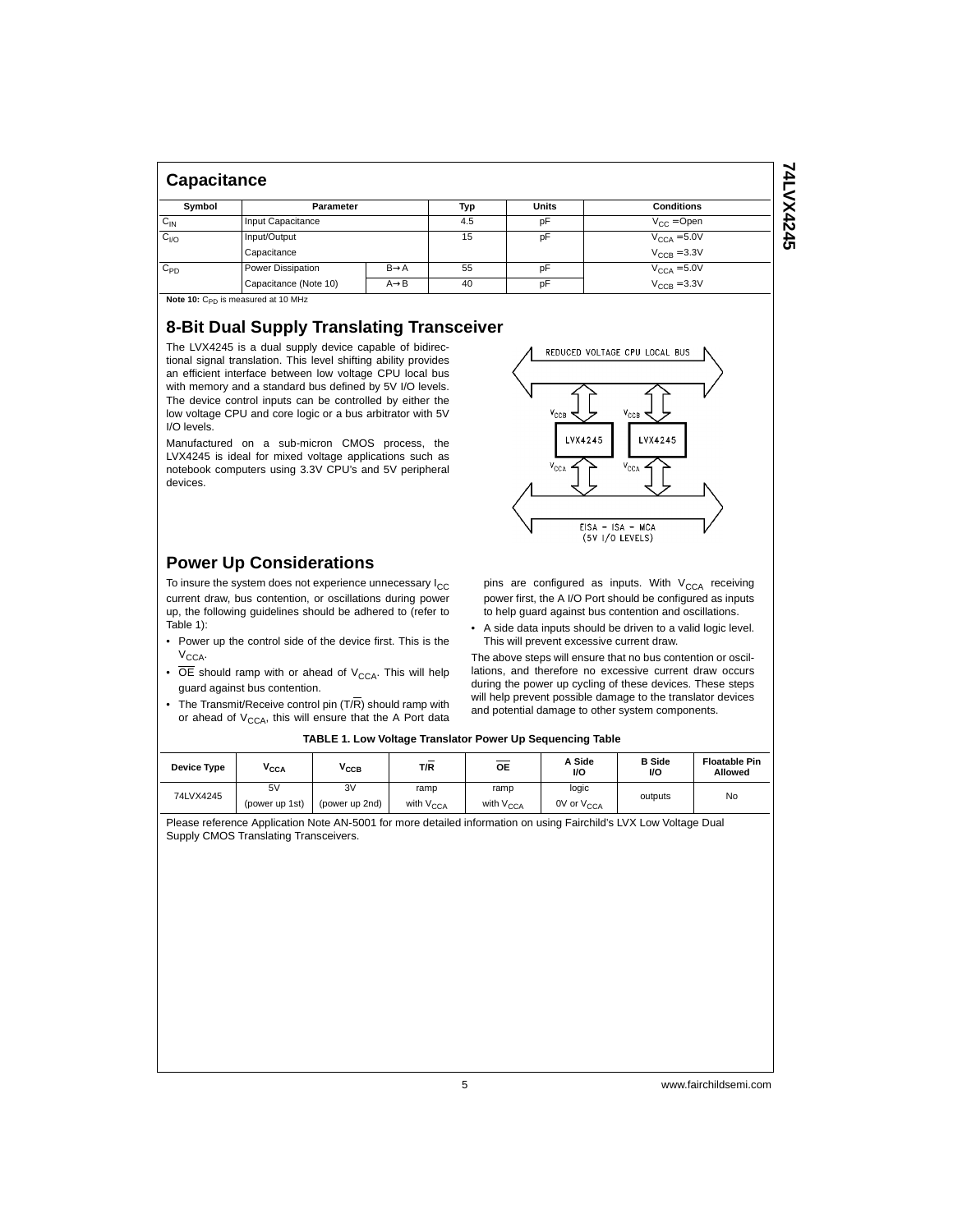## Capacitance

| Symbol | Parameter | | Typ | Units | Conditions |
|---|---|---|---|---|---|
| $C_{IN}$ | Input Capacitance | | 4.5 | pF | $V_{CC}$ = Open |
| $C_{I/O}$ | Input/Output Capacitance | | 15 | pF | $V_{CCA}$ = 5.0V, $V_{CCB}$ = 3.3V |
| $C_{PD}$ | Power Dissipation Capacitance (Note 10) | B→A | 55 | pF | $V_{CCA}$ = 5.0V |
| | | A→B | 40 | pF | $V_{CCB}$ = 3.3V |

**Note 10:** $C_{PD}$ is measured at 10 MHz

## 8-Bit Dual Supply Translating Transceiver

The LVX4245 is a dual supply device capable of bidirectional signal translation. This level shifting ability provides an efficient interface between low voltage CPU local bus with memory and a standard bus defined by 5V I/O levels. The device control inputs can be controlled by either the low voltage CPU and core logic or a bus arbitrator with 5V I/O levels.

Manufactured on a sub-micron CMOS process, the LVX4245 is ideal for mixed voltage applications such as notebook computers using 3.3V CPU's and 5V peripheral devices.

REDUCED VOLTAGE CPU LOCAL BUS

$V_{CCB}$ $V_{CCB}$

LVX4245 LVX4245

$V_{CCA}$ $V_{CCA}$

EISA – ISA – MCA
(5V I/O LEVELS)

## Power Up Considerations

To insure the system does not experience unnecessary $I_{CC}$ current draw, bus contention, or oscillations during power up, the following guidelines should be adhered to (refer to Table 1):

- Power up the control side of the device first. This is the $V_{CCA}$.
- $\overline{OE}$ should ramp with or ahead of $V_{CCA}$. This will help guard against bus contention.
- The Transmit/Receive control pin (T/$\overline{R}$) should ramp with or ahead of $V_{CCA}$, this will ensure that the A Port data pins are configured as inputs. With $V_{CCA}$ receiving power first, the A I/O Port should be configured as inputs to help guard against bus contention and oscillations.
- A side data inputs should be driven to a valid logic level. This will prevent excessive current draw.

The above steps will ensure that no bus contention or oscillations, and therefore no excessive current draw occurs during the power up cycling of these devices. These steps will help prevent possible damage to the translator devices and potential damage to other system components.

**TABLE 1. Low Voltage Translator Power Up Sequencing Table**

| Device Type | $V_{CCA}$ | $V_{CCB}$ | T/$\overline{R}$ | $\overline{OE}$ | A Side I/O | B Side I/O | Floatable Pin Allowed |
|---|---|---|---|---|---|---|---|
| 74LVX4245 | 5V (power up 1st) | 3V (power up 2nd) | ramp with $V_{CCA}$ | ramp with $V_{CCA}$ | logic 0V or $V_{CCA}$ | outputs | No |

Please reference Application Note AN-5001 for more detailed information on using Fairchild's LVX Low Voltage Dual Supply CMOS Translating Transceivers.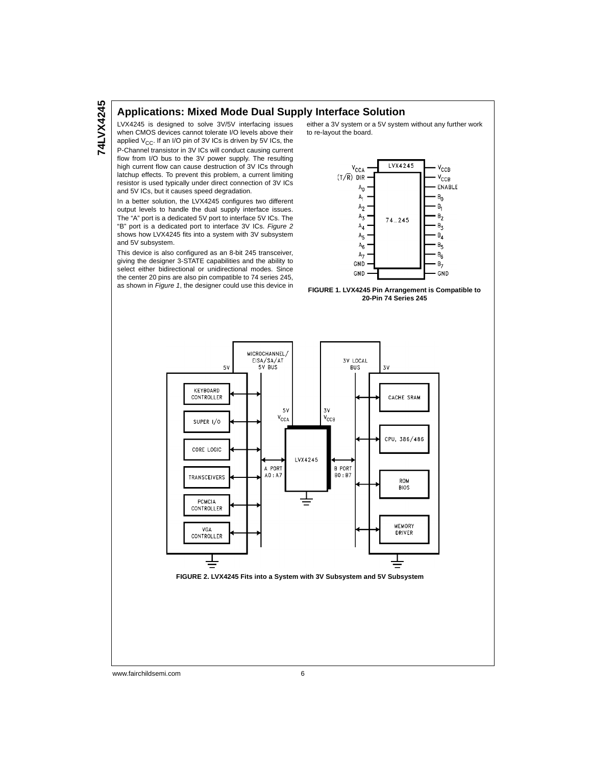## Applications: Mixed Mode Dual Supply Interface Solution

LVX4245 is designed to solve 3V/5V interfacing issues when CMOS devices cannot tolerate I/O levels above their applied $V_{CC}$. If an I/O pin of 3V ICs is driven by 5V ICs, the P-Channel transistor in 3V ICs will conduct causing current flow from I/O bus to the 3V power supply. The resulting high current flow can cause destruction of 3V ICs through latchup effects. To prevent this problem, a current limiting resistor is used typically under direct connection of 3V ICs and 5V ICs, but it causes speed degradation.

In a better solution, the LVX4245 configures two different output levels to handle the dual supply interface issues. The "A" port is a dedicated 5V port to interface 5V ICs. The "B" port is a dedicated port to interface 3V ICs. *Figure 2* shows how LVX4245 fits into a system with 3V subsystem and 5V subsystem.

This device is also configured as an 8-bit 245 transceiver, giving the designer 3-STATE capabilities and the ability to select either bidirectional or unidirectional modes. Since the center 20 pins are also pin compatible to 74 series 245, as shown in *Figure 1*, the designer could use this device in either a 3V system or a 5V system without any further work to re-layout the board.

**FIGURE 1. LVX4245 Pin Arrangement is Compatible to 20-Pin 74 Series 245**

**FIGURE 2. LVX4245 Fits into a System with 3V Subsystem and 5V Subsystem**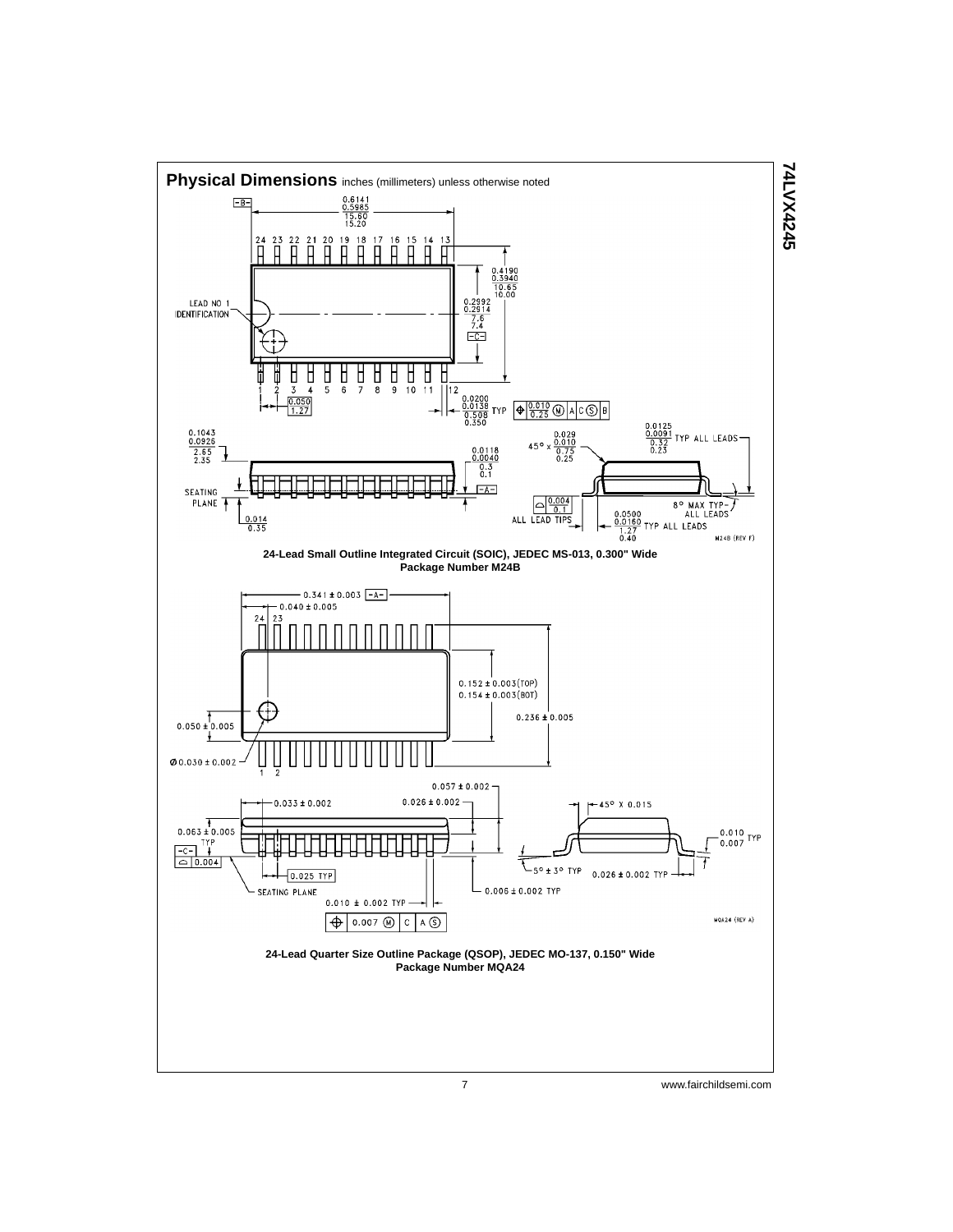## Physical Dimensions inches (millimeters) unless otherwise noted

24-Lead Small Outline Integrated Circuit (SOIC), JEDEC MS-013, 0.300" Wide
Package Number M24B

24-Lead Quarter Size Outline Package (QSOP), JEDEC MO-137, 0.150" Wide
Package Number MQA24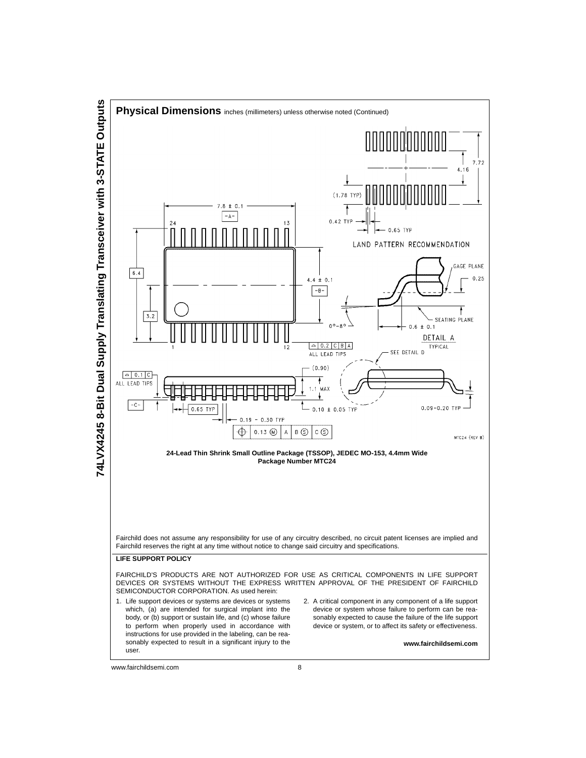## Physical Dimensions inches (millimeters) unless otherwise noted (Continued)

7.72
4.16
(1.78 TYP)
0.42 TYP
0.65 TYP
LAND PATTERN RECOMMENDATION

7.8 ± 0.1
-A-
24
13
6.4
3.2
4.4 ± 0.1
-B-
1
12
0.2 C B A
ALL LEAD TIPS

GAGE PLANE
0.25
SEATING PLANE
0°–8°
0.6 ± 0.1
DETAIL A
TYPICAL
SEE DETAIL D

0.1 C
ALL LEAD TIPS
-C-
(0.90)
1.1 MAX
0.65 TYP
0.10 ± 0.05 TYP
0.19 - 0.30 TYP
0.13 Ⓜ A B Ⓢ C Ⓢ
0.09–0.20 TYP
MTC24 (REV B)

**24-Lead Thin Shrink Small Outline Package (TSSOP), JEDEC MO-153, 4.4mm Wide**
**Package Number MTC24**

Fairchild does not assume any responsibility for use of any circuitry described, no circuit patent licenses are implied and Fairchild reserves the right at any time without notice to change said circuitry and specifications.

**LIFE SUPPORT POLICY**

FAIRCHILD'S PRODUCTS ARE NOT AUTHORIZED FOR USE AS CRITICAL COMPONENTS IN LIFE SUPPORT DEVICES OR SYSTEMS WITHOUT THE EXPRESS WRITTEN APPROVAL OF THE PRESIDENT OF FAIRCHILD SEMICONDUCTOR CORPORATION. As used herein:

1. Life support devices or systems are devices or systems which, (a) are intended for surgical implant into the body, or (b) support or sustain life, and (c) whose failure to perform when properly used in accordance with instructions for use provided in the labeling, can be reasonably expected to result in a significant injury to the user.
2. A critical component in any component of a life support device or system whose failure to perform can be reasonably expected to cause the failure of the life support device or system, or to affect its safety or effectiveness.

**www.fairchildsemi.com**